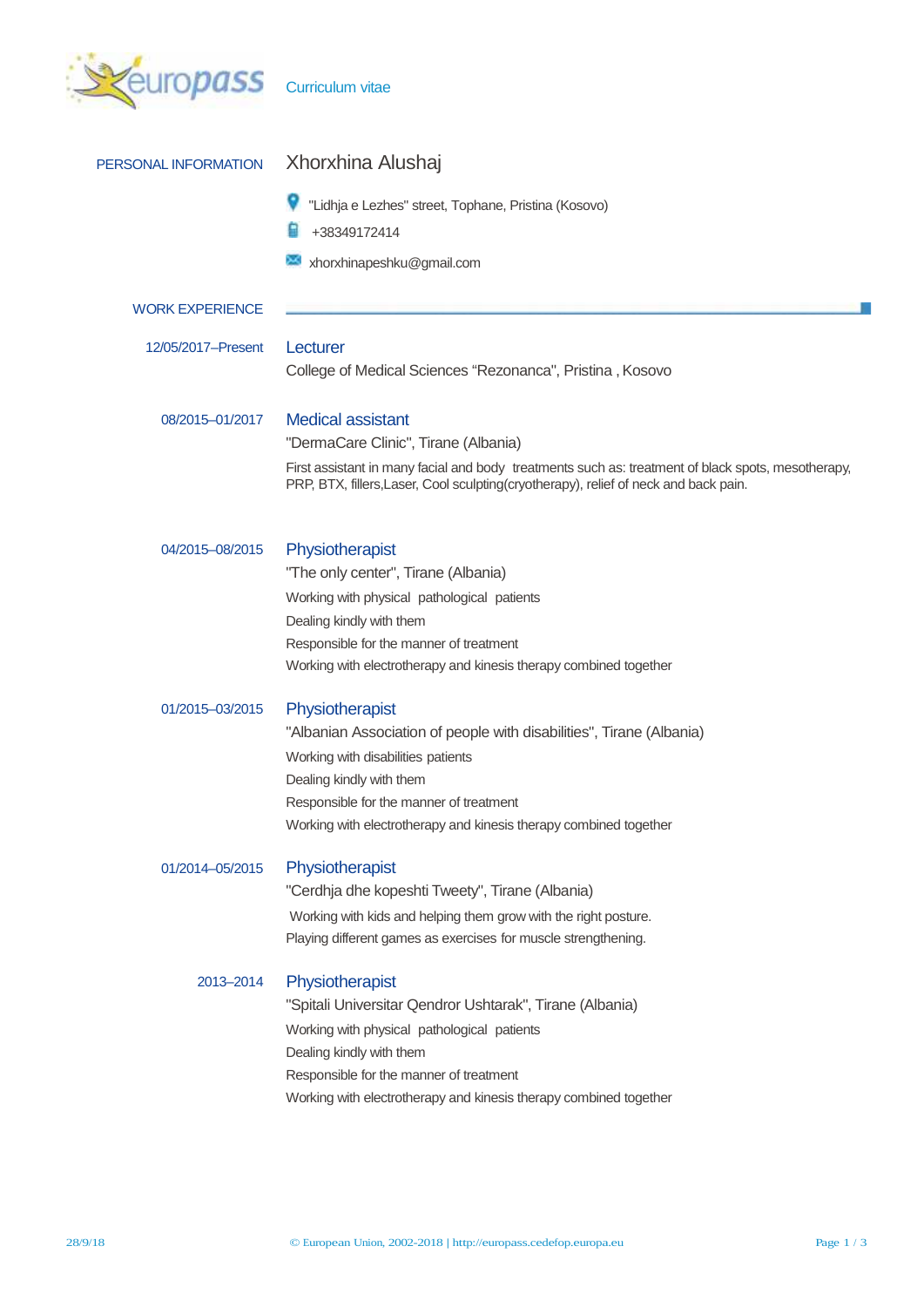Curriculum vitae

## PERSONAL INFORMATION

# Xhorxhina Alushaj

"Lidhja e Lezhes" street, Tophane, Pristina (Kosovo)

+38349172414

xhorxhinapeshku@gmail.com

## WORK EXPERIENCE

**12/05/2017–Present**

### Lecturer

College of Medical Sciences “Rezonanca", Pristina , Kosovo

**08/2015–01/2017**

### Medical assistant

"DermaCare Clinic", Tirane (Albania)

First assistant in many facial and body treatments such as: treatment of black spots, mesotherapy, PRP, BTX, fillers,Laser, Cool sculpting(cryotherapy), relief of neck and back pain.

**04/2015–08/2015**

### Physiotherapist

"The only center", Tirane (Albania)

Working with physical pathological patients

Dealing kindly with them

Responsible for the manner of treatment

Working with electrotherapy and kinesis therapy combined together

**01/2015–03/2015**

### Physiotherapist

"Albanian Association of people with disabilities", Tirane (Albania)

Working with disabilities patients

Dealing kindly with them

Responsible for the manner of treatment

Working with electrotherapy and kinesis therapy combined together

**01/2014–05/2015**

### Physiotherapist

"Cerdhja dhe kopeshti Tweety", Tirane (Albania)

Working with kids and helping them grow with the right posture.

Playing different games as exercises for muscle strengthening.

**2013–2014**

### Physiotherapist

"Spitali Universitar Qendror Ushtarak", Tirane (Albania)

Working with physical pathological patients

Dealing kindly with them

Responsible for the manner of treatment

Working with electrotherapy and kinesis therapy combined together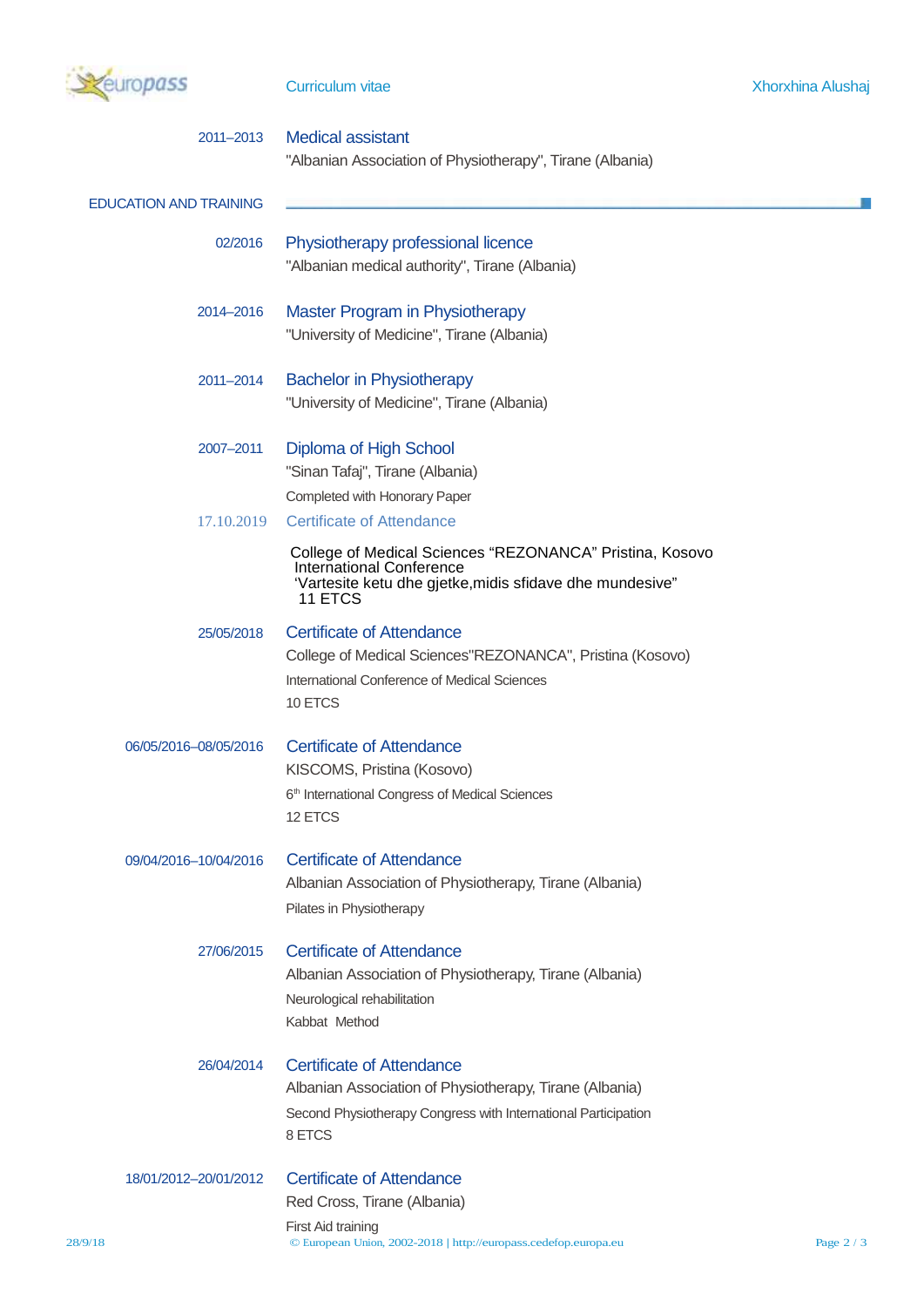2011–2013 **Medical assistant**
"Albanian Association of Physiotherapy", Tirane (Albania)

## EDUCATION AND TRAINING

02/2016 **Physiotherapy professional licence**
"Albanian medical authority", Tirane (Albania)

2014–2016 **Master Program in Physiotherapy**
"University of Medicine", Tirane (Albania)

2011–2014 **Bachelor in Physiotherapy**
"University of Medicine", Tirane (Albania)

2007–2011 **Diploma of High School**
"Sinan Tafaj", Tirane (Albania)
Completed with Honorary Paper

17.10.2019 **Certificate of Attendance**
College of Medical Sciences “REZONANCA” Pristina, Kosovo
International Conference
‘Vartesite ketu dhe gjetke,midis sfidave dhe mundesive”
11 ETCS

25/05/2018 **Certificate of Attendance**
College of Medical Sciences"REZONANCA", Pristina (Kosovo)
International Conference of Medical Sciences
10 ETCS

06/05/2016–08/05/2016 **Certificate of Attendance**
KISCOMS, Pristina (Kosovo)
6th International Congress of Medical Sciences
12 ETCS

09/04/2016–10/04/2016 **Certificate of Attendance**
Albanian Association of Physiotherapy, Tirane (Albania)
Pilates in Physiotherapy

27/06/2015 **Certificate of Attendance**
Albanian Association of Physiotherapy, Tirane (Albania)
Neurological rehabilitation
Kabbat Method

26/04/2014 **Certificate of Attendance**
Albanian Association of Physiotherapy, Tirane (Albania)
Second Physiotherapy Congress with International Participation
8 ETCS

18/01/2012–20/01/2012 **Certificate of Attendance**
Red Cross, Tirane (Albania)
First Aid training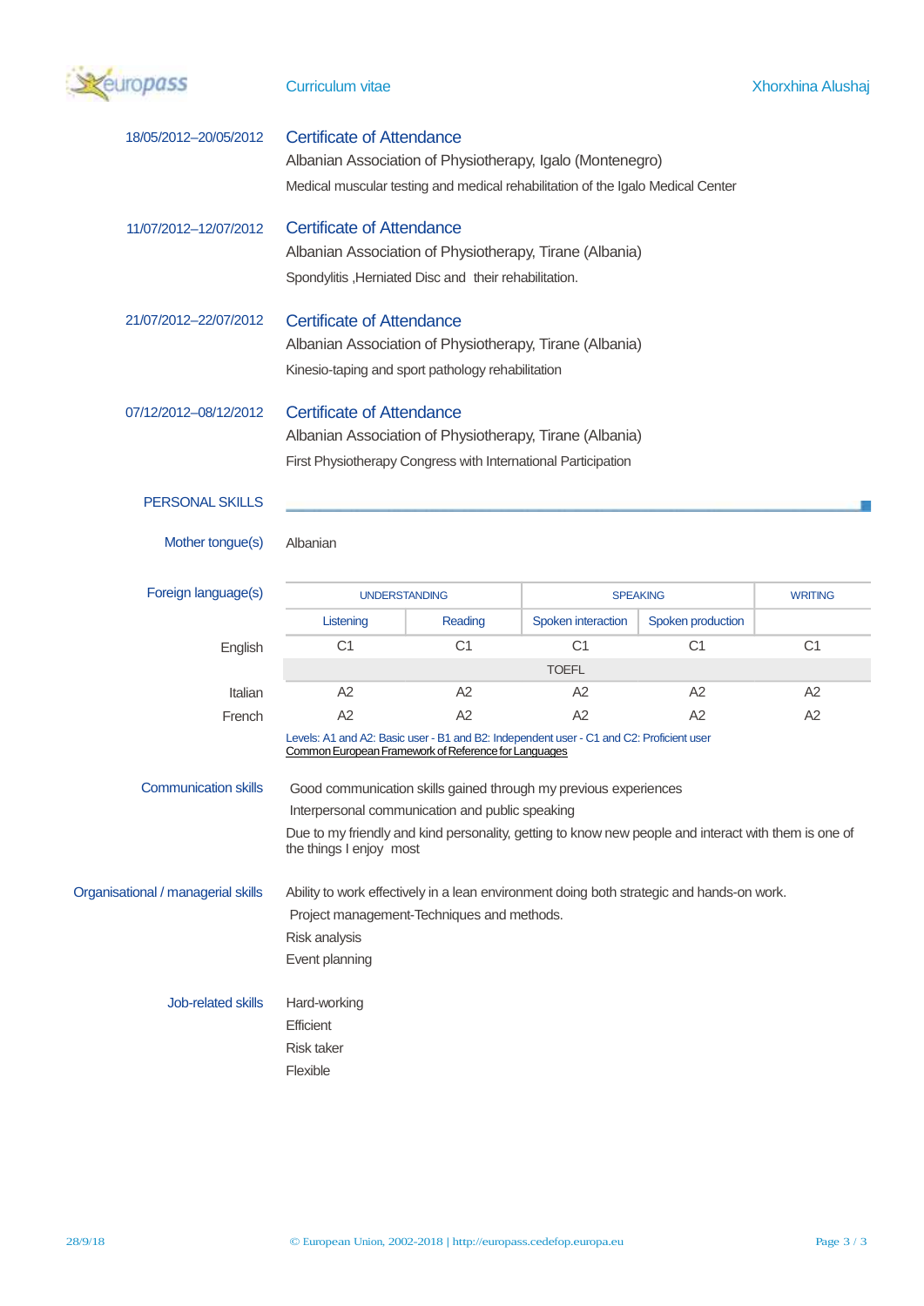18/05/2012–20/05/2012

### Certificate of Attendance

Albanian Association of Physiotherapy, Igalo (Montenegro)

Medical muscular testing and medical rehabilitation of the Igalo Medical Center

11/07/2012–12/07/2012

### Certificate of Attendance

Albanian Association of Physiotherapy, Tirane (Albania)

Spondylitis ,Herniated Disc and  their rehabilitation.

21/07/2012–22/07/2012

### Certificate of Attendance

Albanian Association of Physiotherapy, Tirane (Albania)

Kinesio-taping and sport pathology rehabilitation

07/12/2012–08/12/2012

### Certificate of Attendance

Albanian Association of Physiotherapy, Tirane (Albania)

First Physiotherapy Congress with International Participation

## PERSONAL SKILLS

**Mother tongue(s)**

Albanian

**Foreign language(s)**

| | UNDERSTANDING | | SPEAKING | | WRITING |
|---|---|---|---|---|---|
| | Listening | Reading | Spoken interaction | Spoken production | |
| English | C1 | C1 | C1 | C1 | C1 |
| | TOEFL | | | | |
| Italian | A2 | A2 | A2 | A2 | A2 |
| French | A2 | A2 | A2 | A2 | A2 |

Levels: A1 and A2: Basic user - B1 and B2: Independent user - C1 and C2: Proficient user
Common European Framework of Reference for Languages

**Communication skills**

Good communication skills gained through my previous experiences

Interpersonal communication and public speaking

Due to my friendly and kind personality, getting to know new people and interact with them is one of the things I enjoy  most

**Organisational / managerial skills**

Ability to work effectively in a lean environment doing both strategic and hands-on work.

Project management-Techniques and methods.

Risk analysis

Event planning

**Job-related skills**

Hard-working

Efficient

Risk taker

Flexible